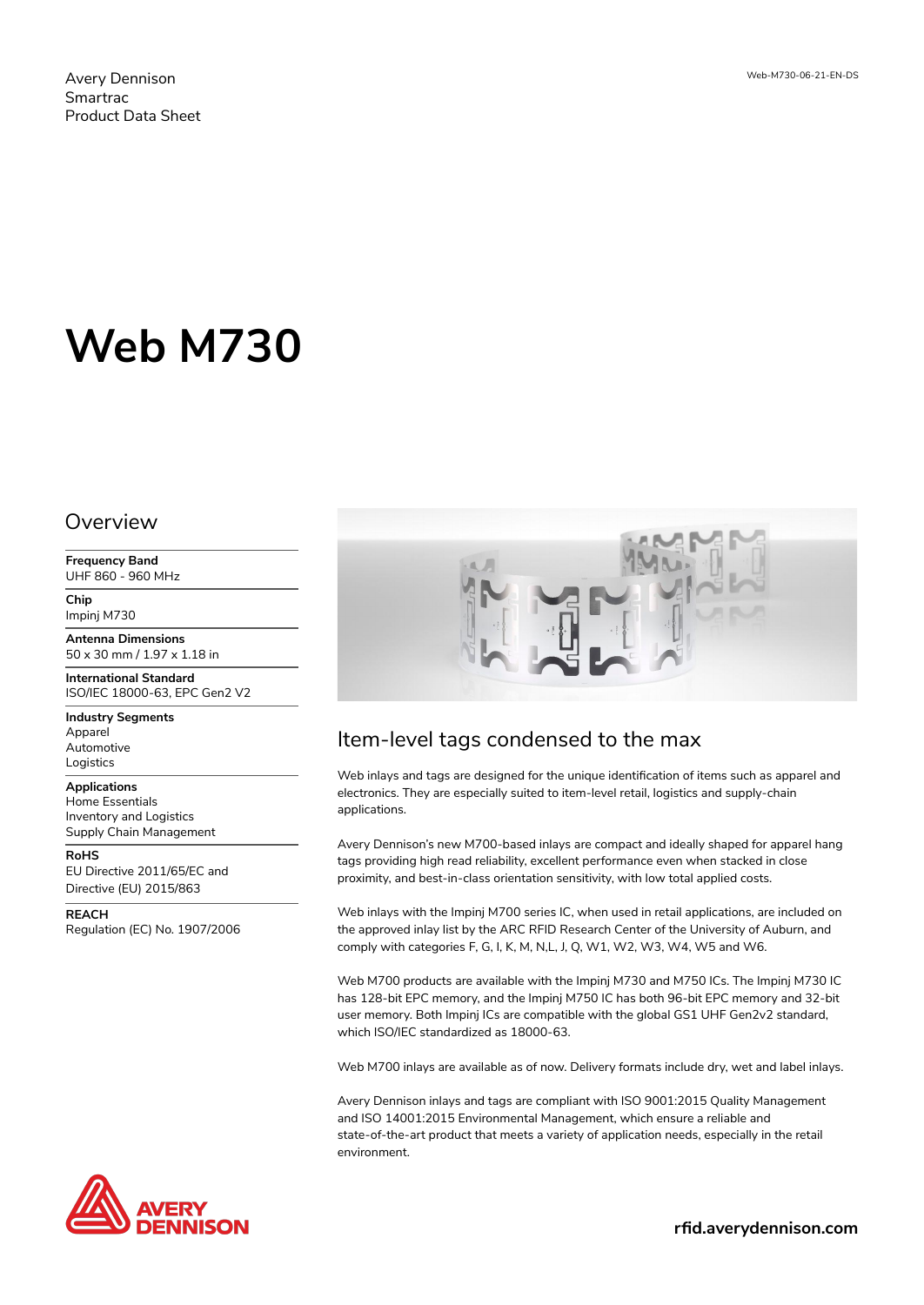Avery Dennison
Smartrac
Product Data Sheet

Web-M730-06-21-EN-DS

# Web M730

## Overview

**Frequency Band**
UHF 860 - 960 MHz

**Chip**
Impinj M730

**Antenna Dimensions**
50 x 30 mm / 1.97 x 1.18 in

**International Standard**
ISO/IEC 18000-63, EPC Gen2 V2

**Industry Segments**
Apparel
Automotive
Logistics

**Applications**
Home Essentials
Inventory and Logistics
Supply Chain Management

**RoHS**
EU Directive 2011/65/EC and
Directive (EU) 2015/863

**REACH**
Regulation (EC) No. 1907/2006

## Item-level tags condensed to the max

Web inlays and tags are designed for the unique identification of items such as apparel and electronics. They are especially suited to item-level retail, logistics and supply-chain applications.

Avery Dennison's new M700-based inlays are compact and ideally shaped for apparel hang tags providing high read reliability, excellent performance even when stacked in close proximity, and best-in-class orientation sensitivity, with low total applied costs.

Web inlays with the Impinj M700 series IC, when used in retail applications, are included on the approved inlay list by the ARC RFID Research Center of the University of Auburn, and comply with categories F, G, I, K, M, N,L, J, Q, W1, W2, W3, W4, W5 and W6.

Web M700 products are available with the Impinj M730 and M750 ICs. The Impinj M730 IC has 128-bit EPC memory, and the Impinj M750 IC has both 96-bit EPC memory and 32-bit user memory. Both Impinj ICs are compatible with the global GS1 UHF Gen2v2 standard, which ISO/IEC standardized as 18000-63.

Web M700 inlays are available as of now. Delivery formats include dry, wet and label inlays.

Avery Dennison inlays and tags are compliant with ISO 9001:2015 Quality Management and ISO 14001:2015 Environmental Management, which ensure a reliable and state-of-the-art product that meets a variety of application needs, especially in the retail environment.

AVERY DENNISON

**rfid.averydennison.com**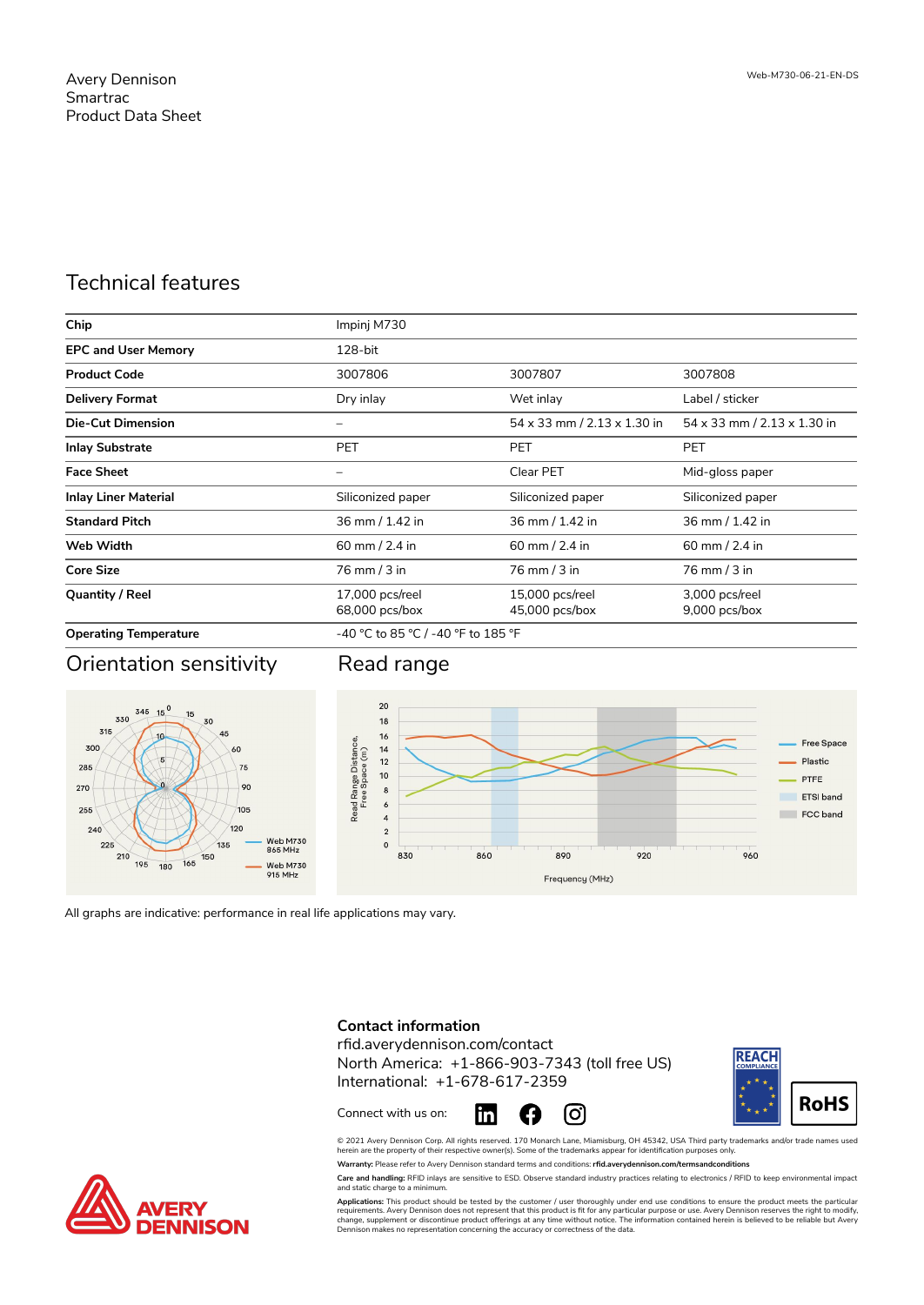Avery Dennison
Smartrac
Product Data Sheet

Web-M730-06-21-EN-DS

## Technical features

| | | | |
|---|---|---|---|
| **Chip** | Impinj M730 | | |
| **EPC and User Memory** | 128-bit | | |
| **Product Code** | 3007806 | 3007807 | 3007808 |
| **Delivery Format** | Dry inlay | Wet inlay | Label / sticker |
| **Die-Cut Dimension** | – | 54 x 33 mm / 2.13 x 1.30 in | 54 x 33 mm / 2.13 x 1.30 in |
| **Inlay Substrate** | PET | PET | PET |
| **Face Sheet** | – | Clear PET | Mid-gloss paper |
| **Inlay Liner Material** | Siliconized paper | Siliconized paper | Siliconized paper |
| **Standard Pitch** | 36 mm / 1.42 in | 36 mm / 1.42 in | 36 mm / 1.42 in |
| **Web Width** | 60 mm / 2.4 in | 60 mm / 2.4 in | 60 mm / 2.4 in |
| **Core Size** | 76 mm / 3 in | 76 mm / 3 in | 76 mm / 3 in |
| **Quantity / Reel** | 17,000 pcs/reel<br>68,000 pcs/box | 15,000 pcs/reel<br>45,000 pcs/box | 3,000 pcs/reel<br>9,000 pcs/box |
| **Operating Temperature** | -40 °C to 85 °C / -40 °F to 185 °F | | |

## Orientation sensitivity

0, 15, 30, 45, 60, 75, 90, 105, 120, 135, 150, 165, 180, 195, 210, 225, 240, 255, 270, 285, 300, 315, 330, 345

0, 5, 10, 15

Web M730 865 MHz

Web M730 915 MHz

## Read range

Read Range Distance, Free Space (m)

0, 2, 4, 6, 8, 10, 12, 14, 16, 18, 20

830, 860, 890, 920, 960

Frequency (MHz)

Free Space

Plastic

PTFE

ETSI band

FCC band

All graphs are indicative: performance in real life applications may vary.

**Contact information**
rfid.averydennison.com/contact
North America: +1-866-903-7343 (toll free US)
International: +1-678-617-2359

Connect with us on:

REACH COMPLIANCE

RoHS

© 2021 Avery Dennison Corp. All rights reserved. 170 Monarch Lane, Miamisburg, OH 45342, USA Third party trademarks and/or trade names used herein are the property of their respective owner(s). Some of the trademarks appear for identification purposes only.

**Warranty:** Please refer to Avery Dennison standard terms and conditions: **rfid.averydennison.com/termsandconditions**

**Care and handling:** RFID inlays are sensitive to ESD. Observe standard industry practices relating to electronics / RFID to keep environmental impact and static charge to a minimum.

**Applications:** This product should be tested by the customer / user thoroughly under end use conditions to ensure the product meets the particular requirements. Avery Dennison does not represent that this product is fit for any particular purpose or use. Avery Dennison reserves the right to modify, change, supplement or discontinue product offerings at any time without notice. The information contained herein is believed to be reliable but Avery Dennison makes no representation concerning the accuracy or correctness of the data.

AVERY DENNISON